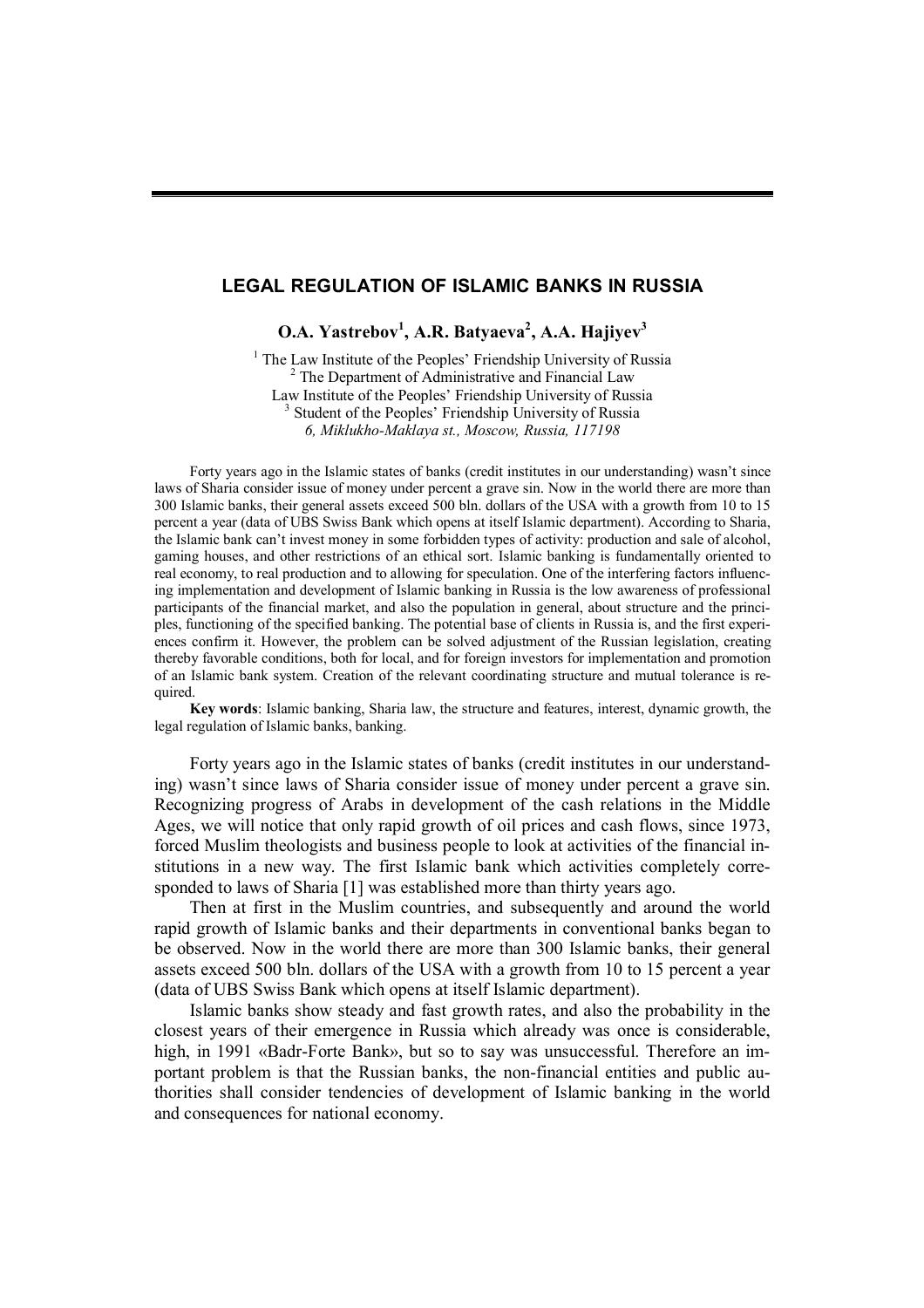# LEGAL REGULATION OF ISLAMIC BANKS IN RUSSIA

**O.A. Yastrebov[1], A.R. Batyaeva[2], A.A. Hajiyev[3]**

[1] The Law Institute of the Peoples' Friendship University of Russia
[2] The Department of Administrative and Financial Law
Law Institute of the Peoples' Friendship University of Russia
[3] Student of the Peoples' Friendship University of Russia
*6, Miklukho-Maklaya st., Moscow, Russia, 117198*

Forty years ago in the Islamic states of banks (credit institutes in our understanding) wasn't since laws of Sharia consider issue of money under percent a grave sin. Now in the world there are more than 300 Islamic banks, their general assets exceed 500 bln. dollars of the USA with a growth from 10 to 15 percent a year (data of UBS Swiss Bank which opens at itself Islamic department). According to Sharia, the Islamic bank can't invest money in some forbidden types of activity: production and sale of alcohol, gaming houses, and other restrictions of an ethical sort. Islamic banking is fundamentally oriented to real economy, to real production and to allowing for speculation. One of the interfering factors influencing implementation and development of Islamic banking in Russia is the low awareness of professional participants of the financial market, and also the population in general, about structure and the principles, functioning of the specified banking. The potential base of clients in Russia is, and the first experiences confirm it. However, the problem can be solved adjustment of the Russian legislation, creating thereby favorable conditions, both for local, and for foreign investors for implementation and promotion of an Islamic bank system. Creation of the relevant coordinating structure and mutual tolerance is required.

**Key words**: Islamic banking, Sharia law, the structure and features, interest, dynamic growth, the legal regulation of Islamic banks, banking.

Forty years ago in the Islamic states of banks (credit institutes in our understanding) wasn't since laws of Sharia consider issue of money under percent a grave sin. Recognizing progress of Arabs in development of the cash relations in the Middle Ages, we will notice that only rapid growth of oil prices and cash flows, since 1973, forced Muslim theologists and business people to look at activities of the financial institutions in a new way. The first Islamic bank which activities completely corresponded to laws of Sharia [1] was established more than thirty years ago.

Then at first in the Muslim countries, and subsequently and around the world rapid growth of Islamic banks and their departments in conventional banks began to be observed. Now in the world there are more than 300 Islamic banks, their general assets exceed 500 bln. dollars of the USA with a growth from 10 to 15 percent a year (data of UBS Swiss Bank which opens at itself Islamic department).

Islamic banks show steady and fast growth rates, and also the probability in the closest years of their emergence in Russia which already was once is considerable, high, in 1991 «Badr-Forte Bank», but so to say was unsuccessful. Therefore an important problem is that the Russian banks, the non-financial entities and public authorities shall consider tendencies of development of Islamic banking in the world and consequences for national economy.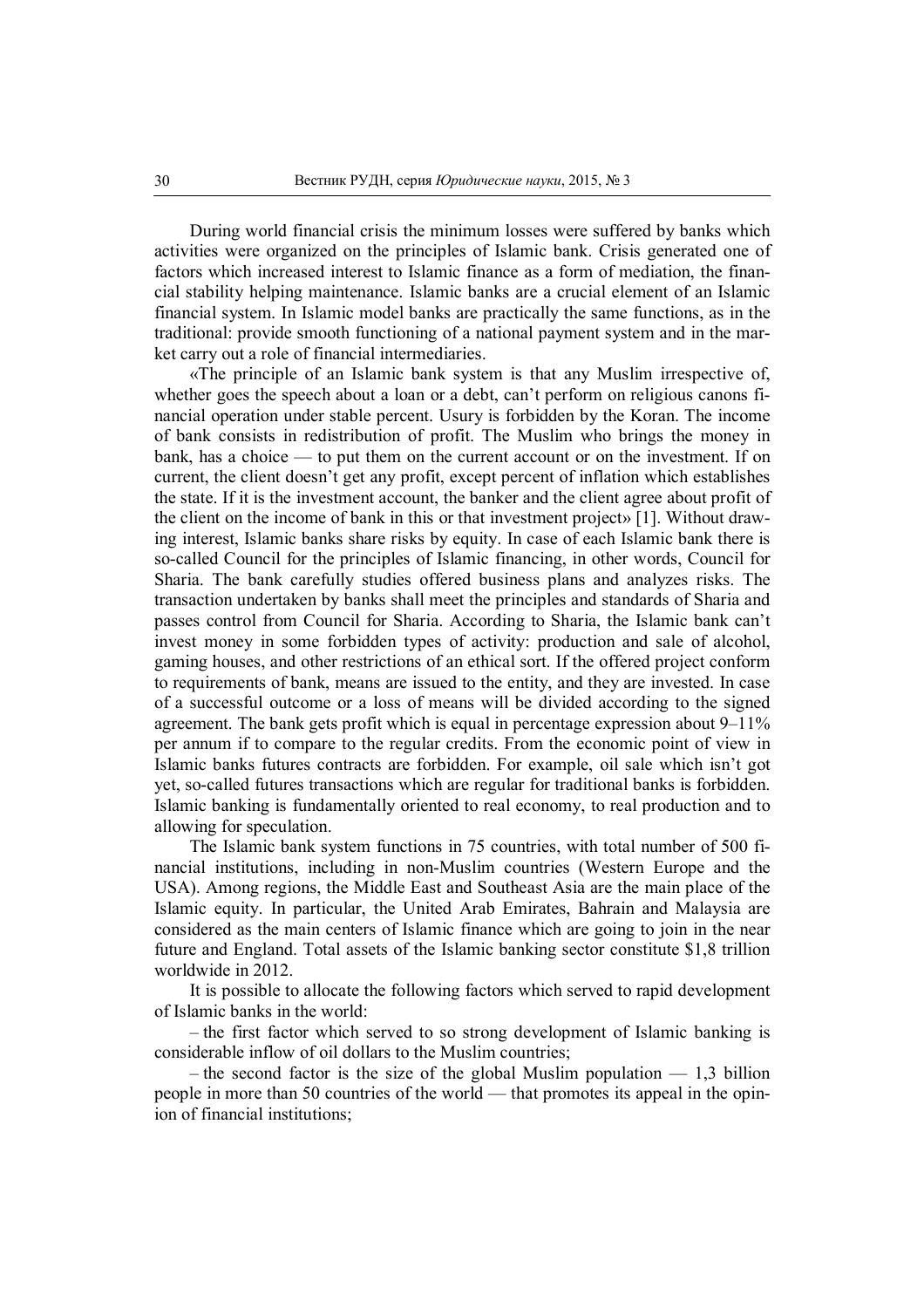During world financial crisis the minimum losses were suffered by banks which activities were organized on the principles of Islamic bank. Crisis generated one of factors which increased interest to Islamic finance as a form of mediation, the financial stability helping maintenance. Islamic banks are a crucial element of an Islamic financial system. In Islamic model banks are practically the same functions, as in the traditional: provide smooth functioning of a national payment system and in the market carry out a role of financial intermediaries.

«The principle of an Islamic bank system is that any Muslim irrespective of, whether goes the speech about a loan or a debt, can't perform on religious canons financial operation under stable percent. Usury is forbidden by the Koran. The income of bank consists in redistribution of profit. The Muslim who brings the money in bank, has a choice — to put them on the current account or on the investment. If on current, the client doesn't get any profit, except percent of inflation which establishes the state. If it is the investment account, the banker and the client agree about profit of the client on the income of bank in this or that investment project» [1]. Without drawing interest, Islamic banks share risks by equity. In case of each Islamic bank there is so-called Council for the principles of Islamic financing, in other words, Council for Sharia. The bank carefully studies offered business plans and analyzes risks. The transaction undertaken by banks shall meet the principles and standards of Sharia and passes control from Council for Sharia. According to Sharia, the Islamic bank can't invest money in some forbidden types of activity: production and sale of alcohol, gaming houses, and other restrictions of an ethical sort. If the offered project conform to requirements of bank, means are issued to the entity, and they are invested. In case of a successful outcome or a loss of means will be divided according to the signed agreement. The bank gets profit which is equal in percentage expression about 9–11% per annum if to compare to the regular credits. From the economic point of view in Islamic banks futures contracts are forbidden. For example, oil sale which isn't got yet, so-called futures transactions which are regular for traditional banks is forbidden. Islamic banking is fundamentally oriented to real economy, to real production and to allowing for speculation.

The Islamic bank system functions in 75 countries, with total number of 500 financial institutions, including in non-Muslim countries (Western Europe and the USA). Among regions, the Middle East and Southeast Asia are the main place of the Islamic equity. In particular, the United Arab Emirates, Bahrain and Malaysia are considered as the main centers of Islamic finance which are going to join in the near future and England. Total assets of the Islamic banking sector constitute $1,8 trillion worldwide in 2012.

It is possible to allocate the following factors which served to rapid development of Islamic banks in the world:

– the first factor which served to so strong development of Islamic banking is considerable inflow of oil dollars to the Muslim countries;

– the second factor is the size of the global Muslim population — 1,3 billion people in more than 50 countries of the world — that promotes its appeal in the opinion of financial institutions;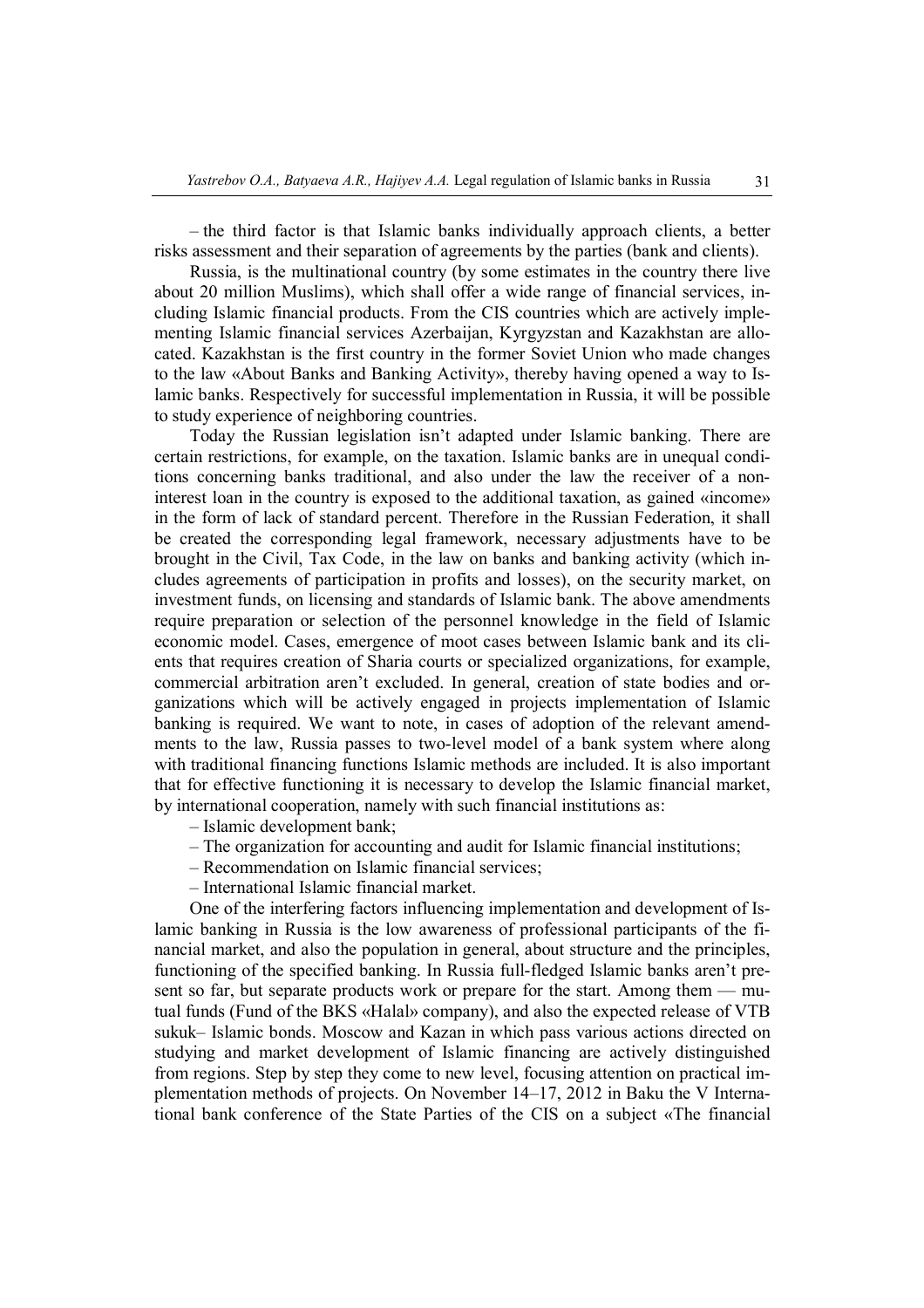– the third factor is that Islamic banks individually approach clients, a better risks assessment and their separation of agreements by the parties (bank and clients).

Russia, is the multinational country (by some estimates in the country there live about 20 million Muslims), which shall offer a wide range of financial services, including Islamic financial products. From the CIS countries which are actively implementing Islamic financial services Azerbaijan, Kyrgyzstan and Kazakhstan are allocated. Kazakhstan is the first country in the former Soviet Union who made changes to the law «About Banks and Banking Activity», thereby having opened a way to Islamic banks. Respectively for successful implementation in Russia, it will be possible to study experience of neighboring countries.

Today the Russian legislation isn't adapted under Islamic banking. There are certain restrictions, for example, on the taxation. Islamic banks are in unequal conditions concerning banks traditional, and also under the law the receiver of a non-interest loan in the country is exposed to the additional taxation, as gained «income» in the form of lack of standard percent. Therefore in the Russian Federation, it shall be created the corresponding legal framework, necessary adjustments have to be brought in the Civil, Tax Code, in the law on banks and banking activity (which includes agreements of participation in profits and losses), on the security market, on investment funds, on licensing and standards of Islamic bank. The above amendments require preparation or selection of the personnel knowledge in the field of Islamic economic model. Cases, emergence of moot cases between Islamic bank and its clients that requires creation of Sharia courts or specialized organizations, for example, commercial arbitration aren't excluded. In general, creation of state bodies and organizations which will be actively engaged in projects implementation of Islamic banking is required. We want to note, in cases of adoption of the relevant amendments to the law, Russia passes to two-level model of a bank system where along with traditional financing functions Islamic methods are included. It is also important that for effective functioning it is necessary to develop the Islamic financial market, by international cooperation, namely with such financial institutions as:

– Islamic development bank;

– The organization for accounting and audit for Islamic financial institutions;

– Recommendation on Islamic financial services;

– International Islamic financial market.

One of the interfering factors influencing implementation and development of Islamic banking in Russia is the low awareness of professional participants of the financial market, and also the population in general, about structure and the principles, functioning of the specified banking. In Russia full-fledged Islamic banks aren't present so far, but separate products work or prepare for the start. Among them — mutual funds (Fund of the BKS «Halal» company), and also the expected release of VTB sukuk– Islamic bonds. Moscow and Kazan in which pass various actions directed on studying and market development of Islamic financing are actively distinguished from regions. Step by step they come to new level, focusing attention on practical implementation methods of projects. On November 14–17, 2012 in Baku the V International bank conference of the State Parties of the CIS on a subject «The financial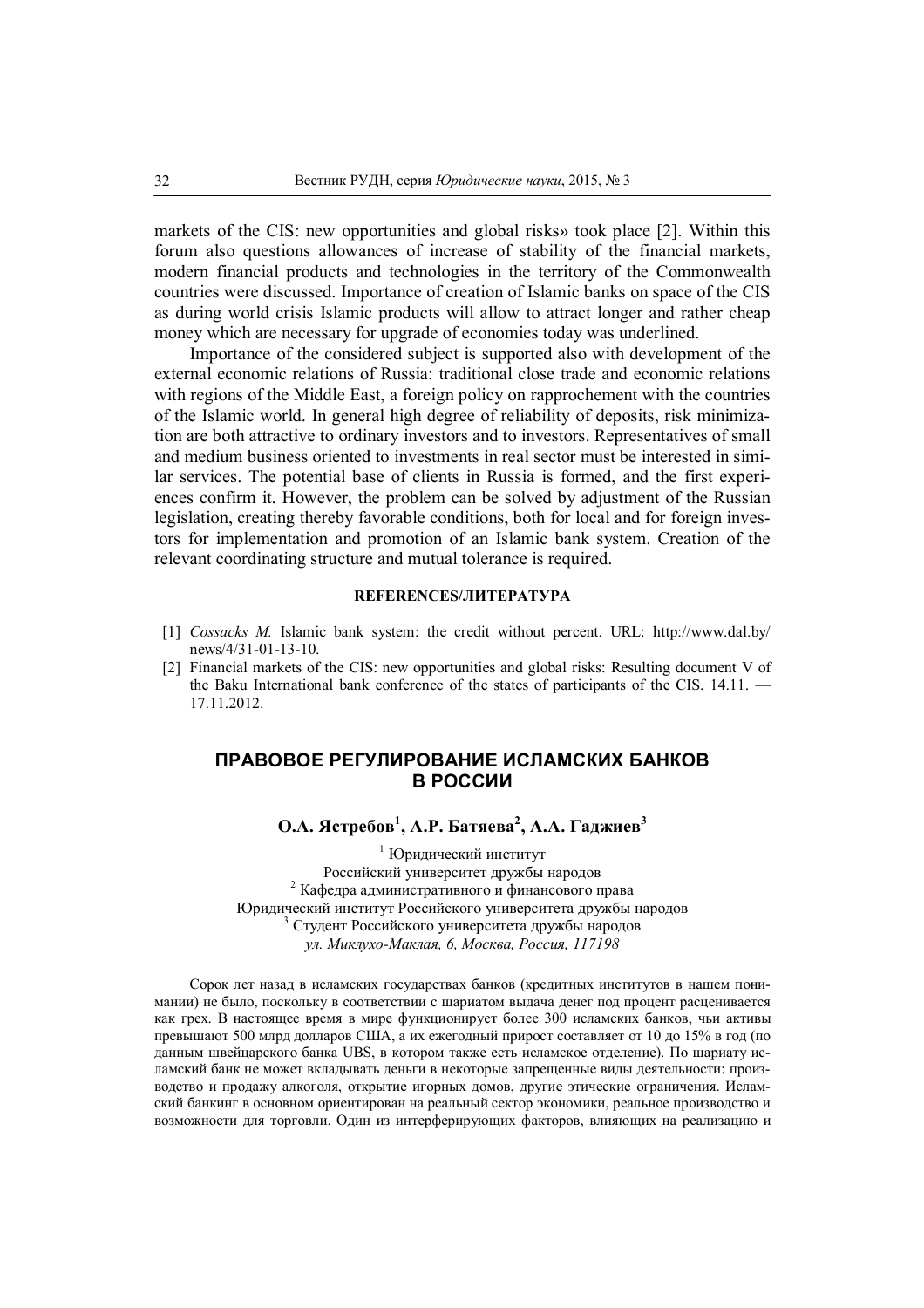markets of the CIS: new opportunities and global risks» took place [2]. Within this forum also questions allowances of increase of stability of the financial markets, modern financial products and technologies in the territory of the Commonwealth countries were discussed. Importance of creation of Islamic banks on space of the CIS as during world crisis Islamic products will allow to attract longer and rather cheap money which are necessary for upgrade of economies today was underlined.

Importance of the considered subject is supported also with development of the external economic relations of Russia: traditional close trade and economic relations with regions of the Middle East, a foreign policy on rapprochement with the countries of the Islamic world. In general high degree of reliability of deposits, risk minimization are both attractive to ordinary investors and to investors. Representatives of small and medium business oriented to investments in real sector must be interested in similar services. The potential base of clients in Russia is formed, and the first experiences confirm it. However, the problem can be solved by adjustment of the Russian legislation, creating thereby favorable conditions, both for local and for foreign investors for implementation and promotion of an Islamic bank system. Creation of the relevant coordinating structure and mutual tolerance is required.

**REFERENCES/ЛИТЕРАТУРА**

[1] *Cossacks M.* Islamic bank system: the credit without percent. URL: http://www.dal.by/news/4/31-01-13-10.

[2] Financial markets of the CIS: new opportunities and global risks: Resulting document V of the Baku International bank conference of the states of participants of the CIS. 14.11. — 17.11.2012.

## ПРАВОВОЕ РЕГУЛИРОВАНИЕ ИСЛАМСКИХ БАНКОВ В РОССИИ

**О.А. Ястребов[1], А.Р. Батяева[2], А.А. Гаджиев[3]**

[1] Юридический институт
Российский университет дружбы народов
[2] Кафедра административного и финансового права
Юридический институт Российского университета дружбы народов
[3] Студент Российского университета дружбы народов
*ул. Миклухо-Маклая, 6, Москва, Россия, 117198*

Сорок лет назад в исламских государствах банков (кредитных институтов в нашем понимании) не было, поскольку в соответствии с шариатом выдача денег под процент расценивается как грех. В настоящее время в мире функционирует более 300 исламских банков, чьи активы превышают 500 млрд долларов США, а их ежегодный прирост составляет от 10 до 15% в год (по данным швейцарского банка UBS, в котором также есть исламское отделение). По шариату исламский банк не может вкладывать деньги в некоторые запрещенные виды деятельности: производство и продажу алкоголя, открытие игорных домов, другие этические ограничения. Исламский банкинг в основном ориентирован на реальный сектор экономики, реальное производство и возможности для торговли. Один из интерферирующих факторов, влияющих на реализацию и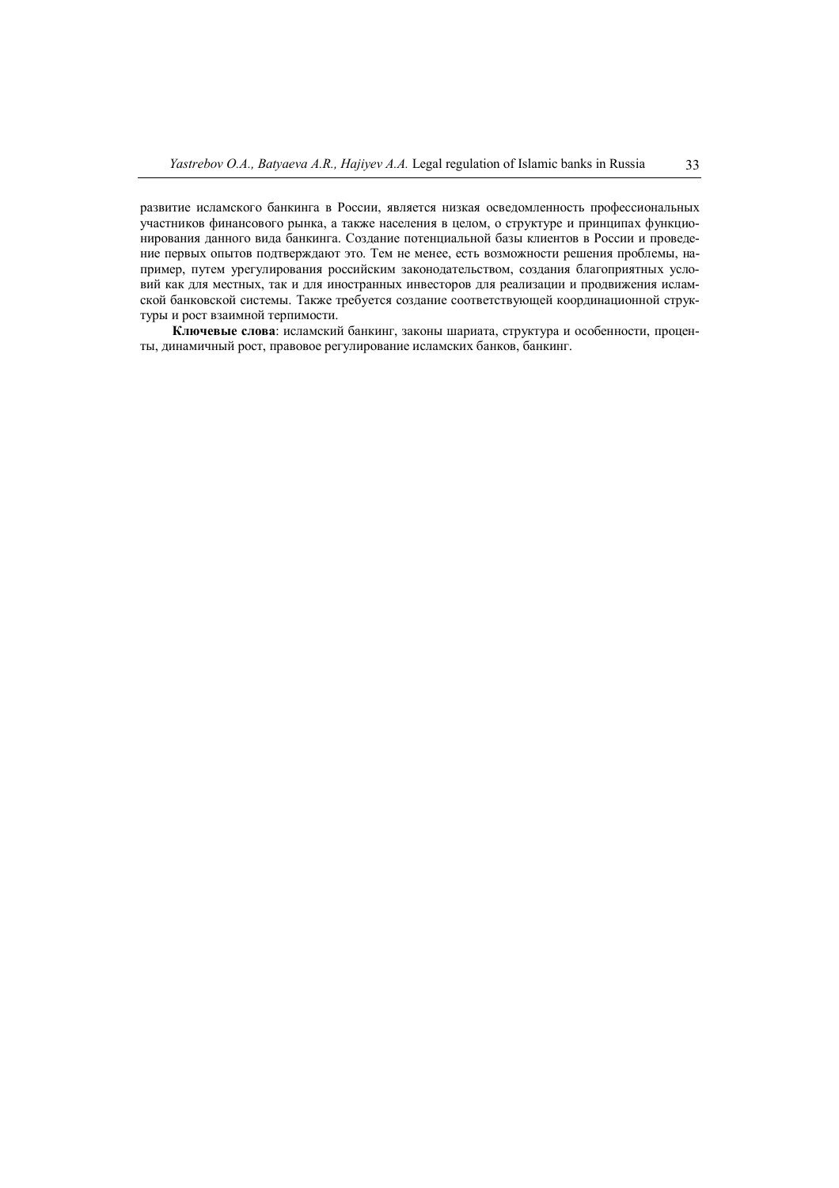развитие исламского банкинга в России, является низкая осведомленность профессиональных участников финансового рынка, а также населения в целом, о структуре и принципах функционирования данного вида банкинга. Создание потенциальной базы клиентов в России и проведение первых опытов подтверждают это. Тем не менее, есть возможности решения проблемы, например, путем урегулирования российским законодательством, создания благоприятных условий как для местных, так и для иностранных инвесторов для реализации и продвижения исламской банковской системы. Также требуется создание соответствующей координационной структуры и рост взаимной терпимости.

**Ключевые слова**: исламский банкинг, законы шариата, структура и особенности, проценты, динамичный рост, правовое регулирование исламских банков, банкинг.